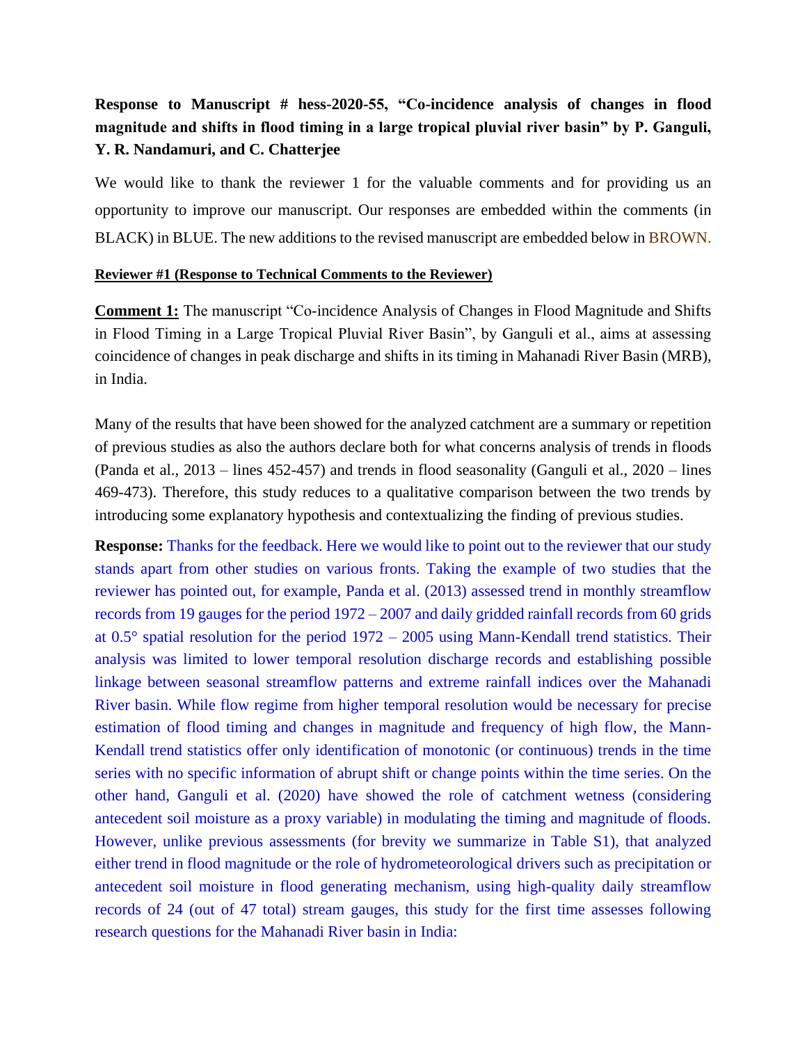**Response to Manuscript # hess-2020-55, "Co-incidence analysis of changes in flood magnitude and shifts in flood timing in a large tropical pluvial river basin" by P. Ganguli, Y. R. Nandamuri, and C. Chatterjee**

We would like to thank the reviewer 1 for the valuable comments and for providing us an opportunity to improve our manuscript. Our responses are embedded within the comments (in BLACK) in BLUE. The new additions to the revised manuscript are embedded below in BROWN.

**Reviewer #1 (Response to Technical Comments to the Reviewer)**

**Comment 1:** The manuscript "Co-incidence Analysis of Changes in Flood Magnitude and Shifts in Flood Timing in a Large Tropical Pluvial River Basin", by Ganguli et al., aims at assessing coincidence of changes in peak discharge and shifts in its timing in Mahanadi River Basin (MRB), in India.

Many of the results that have been showed for the analyzed catchment are a summary or repetition of previous studies as also the authors declare both for what concerns analysis of trends in floods (Panda et al., 2013 – lines 452-457) and trends in flood seasonality (Ganguli et al., 2020 – lines 469-473). Therefore, this study reduces to a qualitative comparison between the two trends by introducing some explanatory hypothesis and contextualizing the finding of previous studies.

**Response:** Thanks for the feedback. Here we would like to point out to the reviewer that our study stands apart from other studies on various fronts. Taking the example of two studies that the reviewer has pointed out, for example, Panda et al. (2013) assessed trend in monthly streamflow records from 19 gauges for the period 1972 – 2007 and daily gridded rainfall records from 60 grids at 0.5° spatial resolution for the period 1972 – 2005 using Mann-Kendall trend statistics. Their analysis was limited to lower temporal resolution discharge records and establishing possible linkage between seasonal streamflow patterns and extreme rainfall indices over the Mahanadi River basin. While flow regime from higher temporal resolution would be necessary for precise estimation of flood timing and changes in magnitude and frequency of high flow, the Mann-Kendall trend statistics offer only identification of monotonic (or continuous) trends in the time series with no specific information of abrupt shift or change points within the time series. On the other hand, Ganguli et al. (2020) have showed the role of catchment wetness (considering antecedent soil moisture as a proxy variable) in modulating the timing and magnitude of floods. However, unlike previous assessments (for brevity we summarize in Table S1), that analyzed either trend in flood magnitude or the role of hydrometeorological drivers such as precipitation or antecedent soil moisture in flood generating mechanism, using high-quality daily streamflow records of 24 (out of 47 total) stream gauges, this study for the first time assesses following research questions for the Mahanadi River basin in India: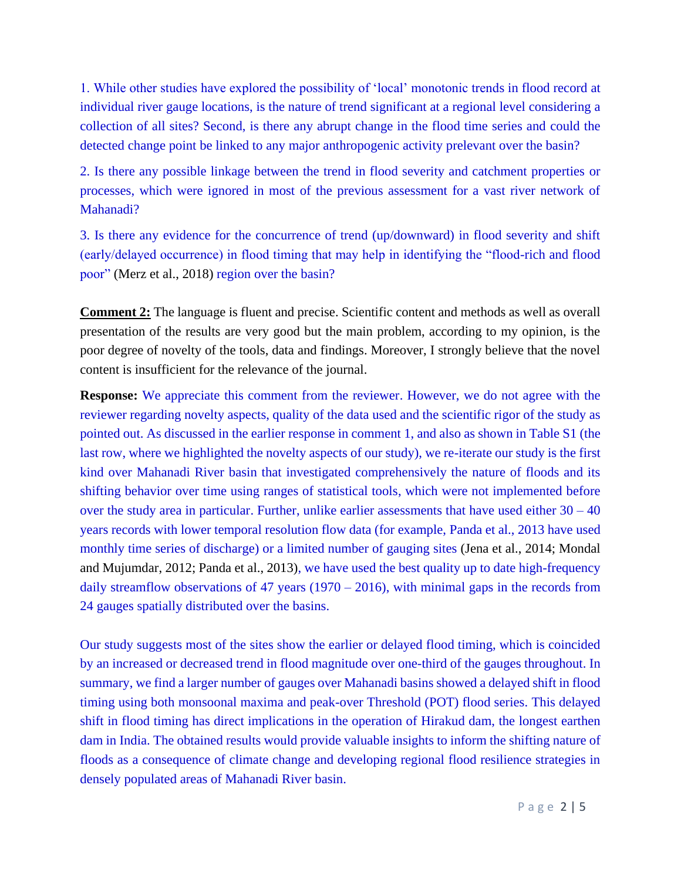1. While other studies have explored the possibility of 'local' monotonic trends in flood record at individual river gauge locations, is the nature of trend significant at a regional level considering a collection of all sites? Second, is there any abrupt change in the flood time series and could the detected change point be linked to any major anthropogenic activity prelevant over the basin?

2. Is there any possible linkage between the trend in flood severity and catchment properties or processes, which were ignored in most of the previous assessment for a vast river network of Mahanadi?

3. Is there any evidence for the concurrence of trend (up/downward) in flood severity and shift (early/delayed occurrence) in flood timing that may help in identifying the "flood-rich and flood poor" (Merz et al., 2018) region over the basin?

**Comment 2:** The language is fluent and precise. Scientific content and methods as well as overall presentation of the results are very good but the main problem, according to my opinion, is the poor degree of novelty of the tools, data and findings. Moreover, I strongly believe that the novel content is insufficient for the relevance of the journal.

**Response:** We appreciate this comment from the reviewer. However, we do not agree with the reviewer regarding novelty aspects, quality of the data used and the scientific rigor of the study as pointed out. As discussed in the earlier response in comment 1, and also as shown in Table S1 (the last row, where we highlighted the novelty aspects of our study), we re-iterate our study is the first kind over Mahanadi River basin that investigated comprehensively the nature of floods and its shifting behavior over time using ranges of statistical tools, which were not implemented before over the study area in particular. Further, unlike earlier assessments that have used either 30 – 40 years records with lower temporal resolution flow data (for example, Panda et al., 2013 have used monthly time series of discharge) or a limited number of gauging sites (Jena et al., 2014; Mondal and Mujumdar, 2012; Panda et al., 2013), we have used the best quality up to date high-frequency daily streamflow observations of 47 years (1970 – 2016), with minimal gaps in the records from 24 gauges spatially distributed over the basins.

Our study suggests most of the sites show the earlier or delayed flood timing, which is coincided by an increased or decreased trend in flood magnitude over one-third of the gauges throughout. In summary, we find a larger number of gauges over Mahanadi basins showed a delayed shift in flood timing using both monsoonal maxima and peak-over Threshold (POT) flood series. This delayed shift in flood timing has direct implications in the operation of Hirakud dam, the longest earthen dam in India. The obtained results would provide valuable insights to inform the shifting nature of floods as a consequence of climate change and developing regional flood resilience strategies in densely populated areas of Mahanadi River basin.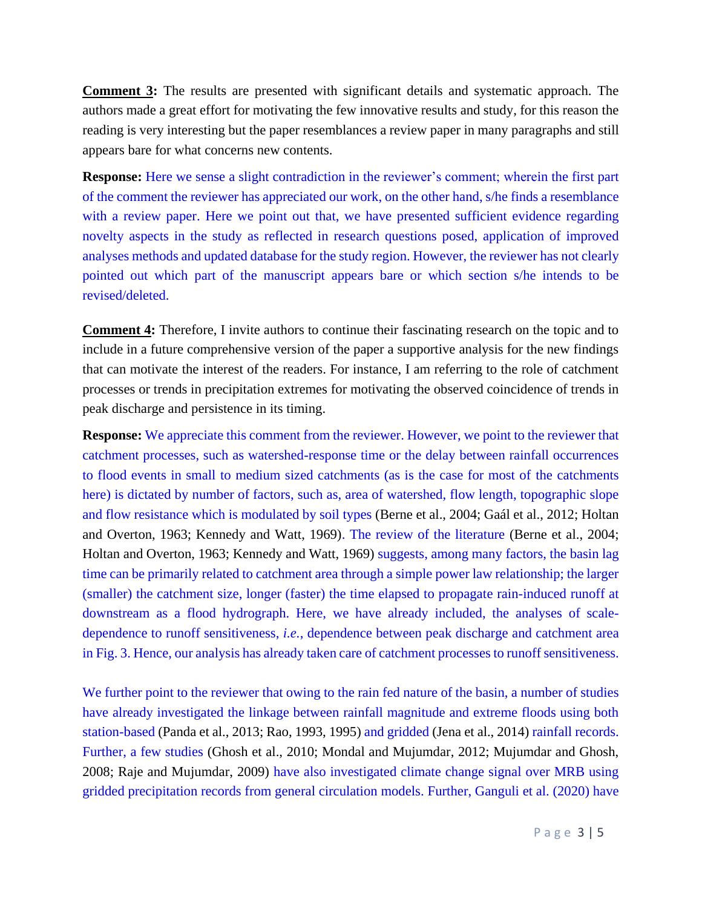**<u>Comment 3</u>:** The results are presented with significant details and systematic approach. The authors made a great effort for motivating the few innovative results and study, for this reason the reading is very interesting but the paper resemblances a review paper in many paragraphs and still appears bare for what concerns new contents.

**Response:** Here we sense a slight contradiction in the reviewer's comment; wherein the first part of the comment the reviewer has appreciated our work, on the other hand, s/he finds a resemblance with a review paper. Here we point out that, we have presented sufficient evidence regarding novelty aspects in the study as reflected in research questions posed, application of improved analyses methods and updated database for the study region. However, the reviewer has not clearly pointed out which part of the manuscript appears bare or which section s/he intends to be revised/deleted.

**<u>Comment 4</u>:** Therefore, I invite authors to continue their fascinating research on the topic and to include in a future comprehensive version of the paper a supportive analysis for the new findings that can motivate the interest of the readers. For instance, I am referring to the role of catchment processes or trends in precipitation extremes for motivating the observed coincidence of trends in peak discharge and persistence in its timing.

**Response:** We appreciate this comment from the reviewer. However, we point to the reviewer that catchment processes, such as watershed-response time or the delay between rainfall occurrences to flood events in small to medium sized catchments (as is the case for most of the catchments here) is dictated by number of factors, such as, area of watershed, flow length, topographic slope and flow resistance which is modulated by soil types (Berne et al., 2004; Gaál et al., 2012; Holtan and Overton, 1963; Kennedy and Watt, 1969). The review of the literature (Berne et al., 2004; Holtan and Overton, 1963; Kennedy and Watt, 1969) suggests, among many factors, the basin lag time can be primarily related to catchment area through a simple power law relationship; the larger (smaller) the catchment size, longer (faster) the time elapsed to propagate rain-induced runoff at downstream as a flood hydrograph. Here, we have already included, the analyses of scale-dependence to runoff sensitiveness, *i.e.*, dependence between peak discharge and catchment area in Fig. 3. Hence, our analysis has already taken care of catchment processes to runoff sensitiveness.

We further point to the reviewer that owing to the rain fed nature of the basin, a number of studies have already investigated the linkage between rainfall magnitude and extreme floods using both station-based (Panda et al., 2013; Rao, 1993, 1995) and gridded (Jena et al., 2014) rainfall records. Further, a few studies (Ghosh et al., 2010; Mondal and Mujumdar, 2012; Mujumdar and Ghosh, 2008; Raje and Mujumdar, 2009) have also investigated climate change signal over MRB using gridded precipitation records from general circulation models. Further, Ganguli et al. (2020) have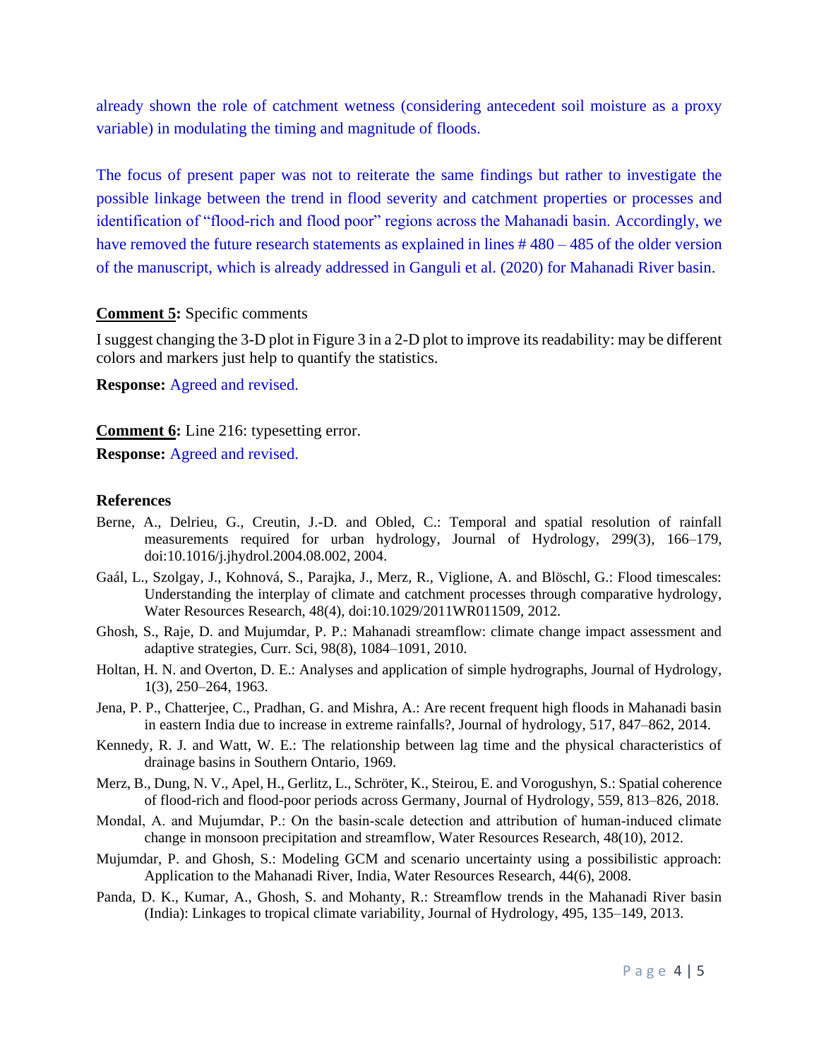already shown the role of catchment wetness (considering antecedent soil moisture as a proxy variable) in modulating the timing and magnitude of floods.

The focus of present paper was not to reiterate the same findings but rather to investigate the possible linkage between the trend in flood severity and catchment properties or processes and identification of "flood-rich and flood poor" regions across the Mahanadi basin. Accordingly, we have removed the future research statements as explained in lines # 480 – 485 of the older version of the manuscript, which is already addressed in Ganguli et al. (2020) for Mahanadi River basin.

**Comment 5:** Specific comments

I suggest changing the 3-D plot in Figure 3 in a 2-D plot to improve its readability: may be different colors and markers just help to quantify the statistics.

**Response:** Agreed and revised.

**Comment 6:** Line 216: typesetting error.

**Response:** Agreed and revised.

## References

Berne, A., Delrieu, G., Creutin, J.-D. and Obled, C.: Temporal and spatial resolution of rainfall measurements required for urban hydrology, Journal of Hydrology, 299(3), 166–179, doi:10.1016/j.jhydrol.2004.08.002, 2004.

Gaál, L., Szolgay, J., Kohnová, S., Parajka, J., Merz, R., Viglione, A. and Blöschl, G.: Flood timescales: Understanding the interplay of climate and catchment processes through comparative hydrology, Water Resources Research, 48(4), doi:10.1029/2011WR011509, 2012.

Ghosh, S., Raje, D. and Mujumdar, P. P.: Mahanadi streamflow: climate change impact assessment and adaptive strategies, Curr. Sci, 98(8), 1084–1091, 2010.

Holtan, H. N. and Overton, D. E.: Analyses and application of simple hydrographs, Journal of Hydrology, 1(3), 250–264, 1963.

Jena, P. P., Chatterjee, C., Pradhan, G. and Mishra, A.: Are recent frequent high floods in Mahanadi basin in eastern India due to increase in extreme rainfalls?, Journal of hydrology, 517, 847–862, 2014.

Kennedy, R. J. and Watt, W. E.: The relationship between lag time and the physical characteristics of drainage basins in Southern Ontario, 1969.

Merz, B., Dung, N. V., Apel, H., Gerlitz, L., Schröter, K., Steirou, E. and Vorogushyn, S.: Spatial coherence of flood-rich and flood-poor periods across Germany, Journal of Hydrology, 559, 813–826, 2018.

Mondal, A. and Mujumdar, P.: On the basin-scale detection and attribution of human-induced climate change in monsoon precipitation and streamflow, Water Resources Research, 48(10), 2012.

Mujumdar, P. and Ghosh, S.: Modeling GCM and scenario uncertainty using a possibilistic approach: Application to the Mahanadi River, India, Water Resources Research, 44(6), 2008.

Panda, D. K., Kumar, A., Ghosh, S. and Mohanty, R.: Streamflow trends in the Mahanadi River basin (India): Linkages to tropical climate variability, Journal of Hydrology, 495, 135–149, 2013.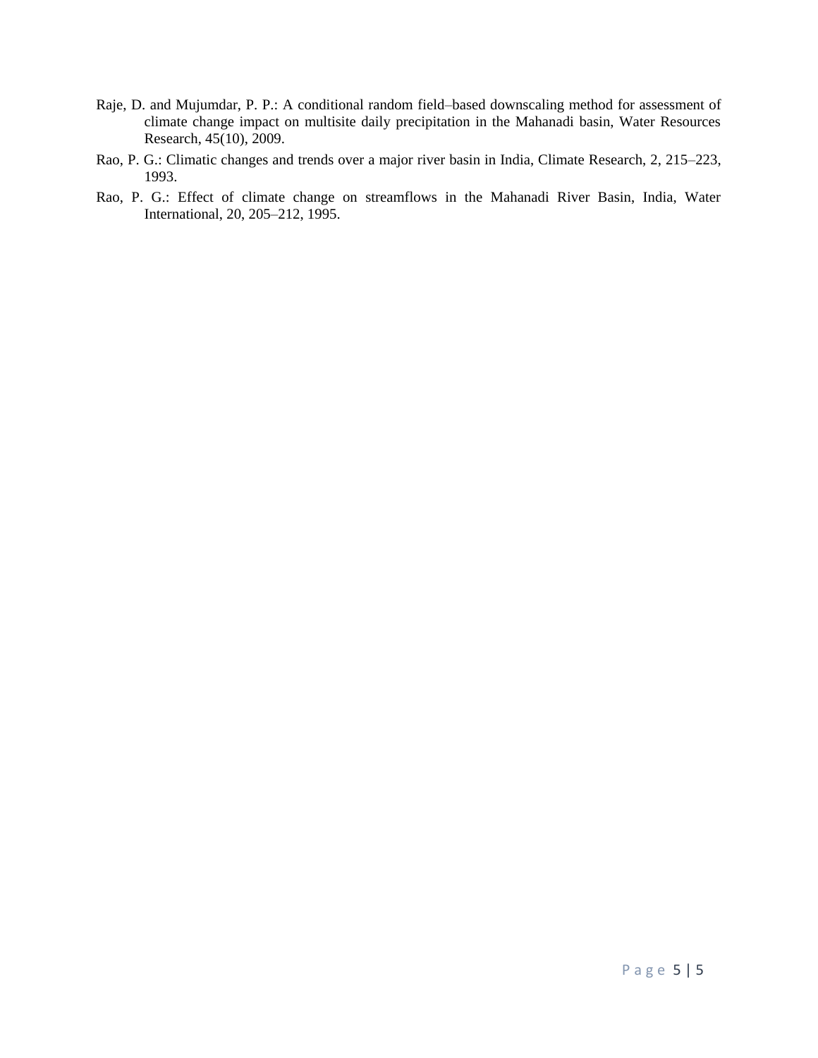Raje, D. and Mujumdar, P. P.: A conditional random field–based downscaling method for assessment of climate change impact on multisite daily precipitation in the Mahanadi basin, Water Resources Research, 45(10), 2009.

Rao, P. G.: Climatic changes and trends over a major river basin in India, Climate Research, 2, 215–223, 1993.

Rao, P. G.: Effect of climate change on streamflows in the Mahanadi River Basin, India, Water International, 20, 205–212, 1995.